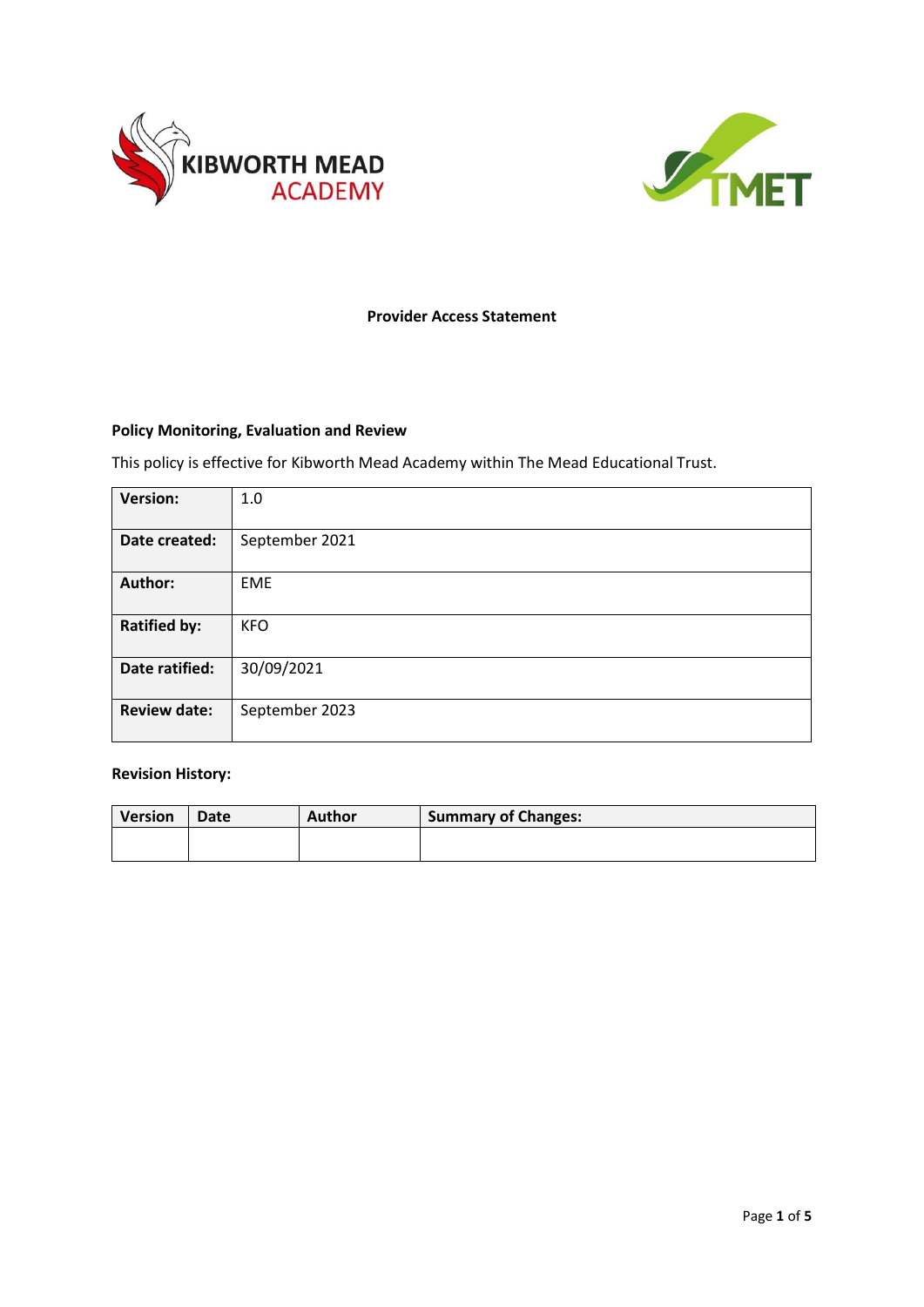KIBWORTH MEAD ACADEMY

TMET

# Provider Access Statement

**Policy Monitoring, Evaluation and Review**

This policy is effective for Kibworth Mead Academy within The Mead Educational Trust.

| | |
|---|---|
| **Version:** | 1.0 |
| **Date created:** | September 2021 |
| **Author:** | EME |
| **Ratified by:** | KFO |
| **Date ratified:** | 30/09/2021 |
| **Review date:** | September 2023 |

**Revision History:**

| Version | Date | Author | Summary of Changes: |
|---|---|---|---|
| | | | |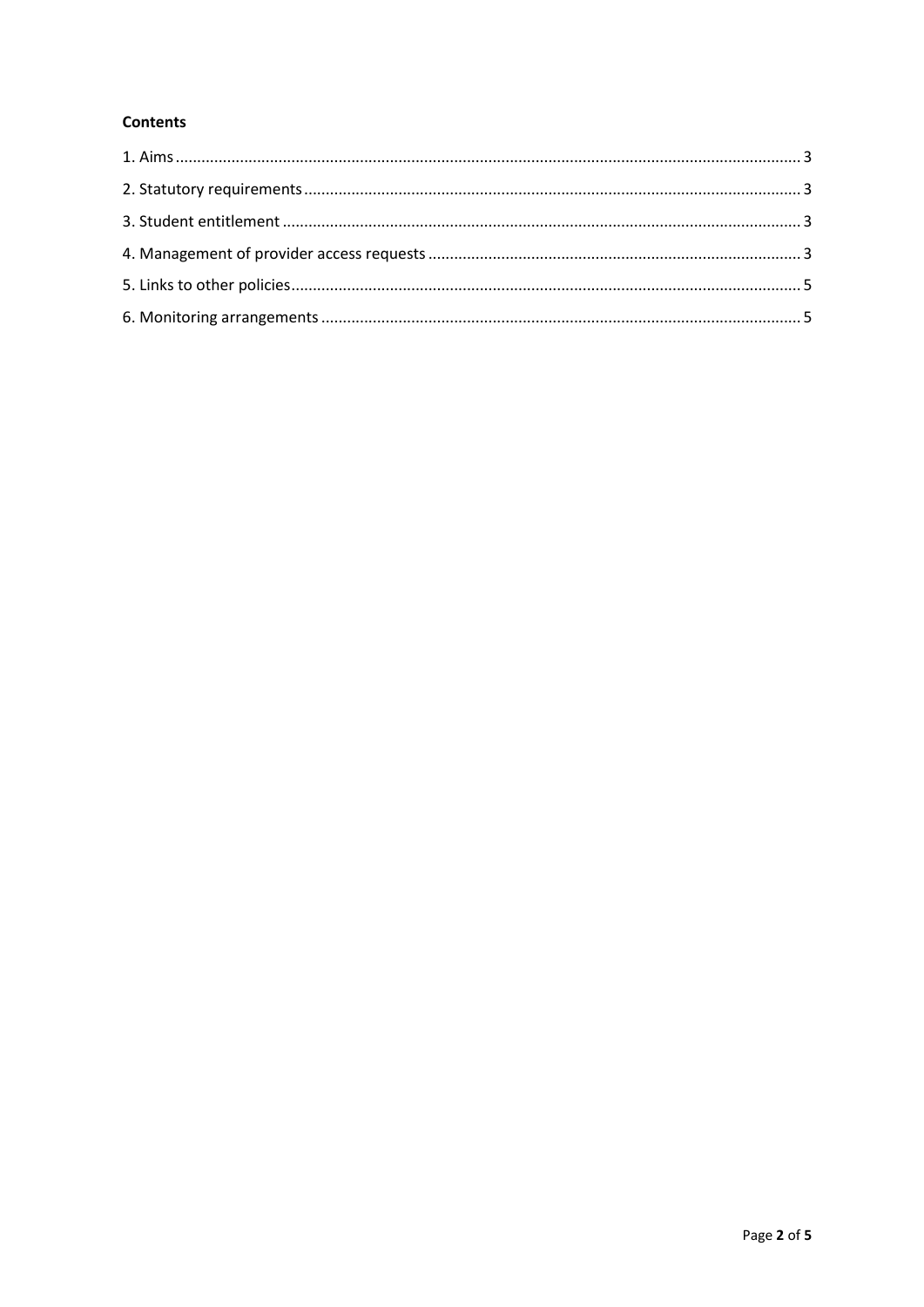**Contents**

1. Aims ................................................................................................................................................ 3
2. Statutory requirements .................................................................................................................. 3
3. Student entitlement ....................................................................................................................... 3
4. Management of provider access requests ..................................................................................... 3
5. Links to other policies ..................................................................................................................... 5
6. Monitoring arrangements .............................................................................................................. 5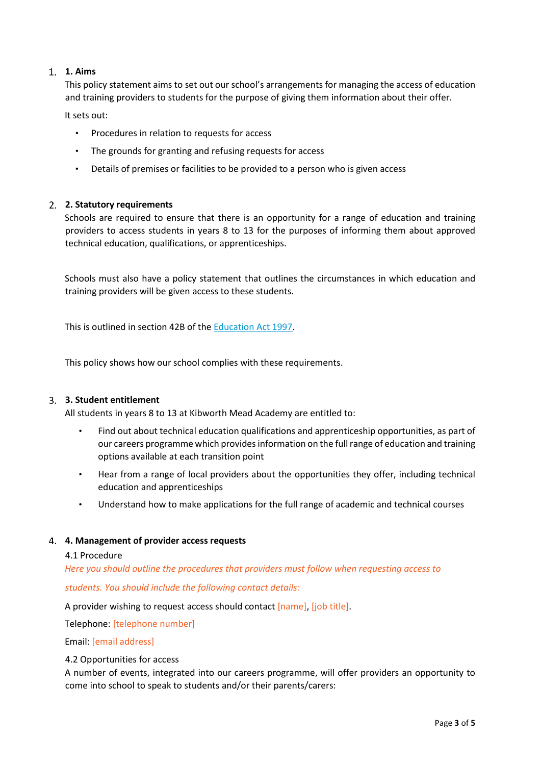## 1. Aims

This policy statement aims to set out our school's arrangements for managing the access of education and training providers to students for the purpose of giving them information about their offer.

It sets out:

- Procedures in relation to requests for access
- The grounds for granting and refusing requests for access
- Details of premises or facilities to be provided to a person who is given access

## 2. Statutory requirements

Schools are required to ensure that there is an opportunity for a range of education and training providers to access students in years 8 to 13 for the purposes of informing them about approved technical education, qualifications, or apprenticeships.

Schools must also have a policy statement that outlines the circumstances in which education and training providers will be given access to these students.

This is outlined in section 42B of the [Education Act 1997](https://www.legislation.gov.uk/ukpga/1997/44/section/42B).

This policy shows how our school complies with these requirements.

## 3. Student entitlement

All students in years 8 to 13 at Kibworth Mead Academy are entitled to:

- Find out about technical education qualifications and apprenticeship opportunities, as part of our careers programme which provides information on the full range of education and training options available at each transition point
- Hear from a range of local providers about the opportunities they offer, including technical education and apprenticeships
- Understand how to make applications for the full range of academic and technical courses

## 4. Management of provider access requests

### 4.1 Procedure

*Here you should outline the procedures that providers must follow when requesting access to students. You should include the following contact details:*

A provider wishing to request access should contact [name], [job title].

Telephone: [telephone number]

Email: [email address]

### 4.2 Opportunities for access

A number of events, integrated into our careers programme, will offer providers an opportunity to come into school to speak to students and/or their parents/carers: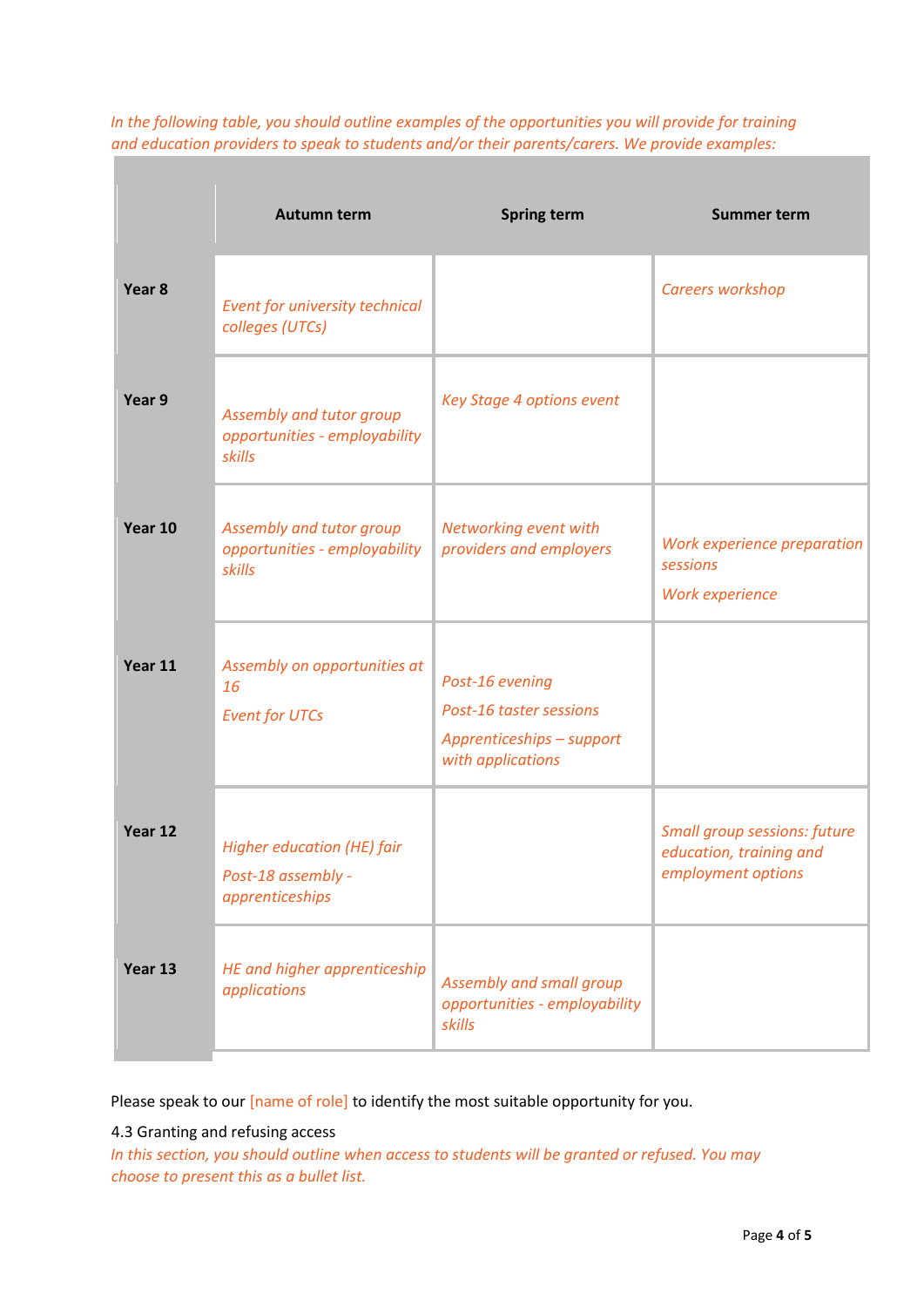*In the following table, you should outline examples of the opportunities you will provide for training and education providers to speak to students and/or their parents/carers. We provide examples:*

| | Autumn term | Spring term | Summer term |
|---|---|---|---|
| **Year 8** | *Event for university technical colleges (UTCs)* | | *Careers workshop* |
| **Year 9** | *Assembly and tutor group opportunities - employability skills* | *Key Stage 4 options event* | |
| **Year 10** | *Assembly and tutor group opportunities - employability skills* | *Networking event with providers and employers* | *Work experience preparation sessions*<br>*Work experience* |
| **Year 11** | *Assembly on opportunities at 16*<br>*Event for UTCs* | *Post-16 evening*<br>*Post-16 taster sessions*<br>*Apprenticeships – support with applications* | |
| **Year 12** | *Higher education (HE) fair*<br>*Post-18 assembly - apprenticeships* | | *Small group sessions: future education, training and employment options* |
| **Year 13** | *HE and higher apprenticeship applications* | *Assembly and small group opportunities - employability skills* | |

Please speak to our [name of role] to identify the most suitable opportunity for you.

4.3 Granting and refusing access

*In this section, you should outline when access to students will be granted or refused. You may choose to present this as a bullet list.*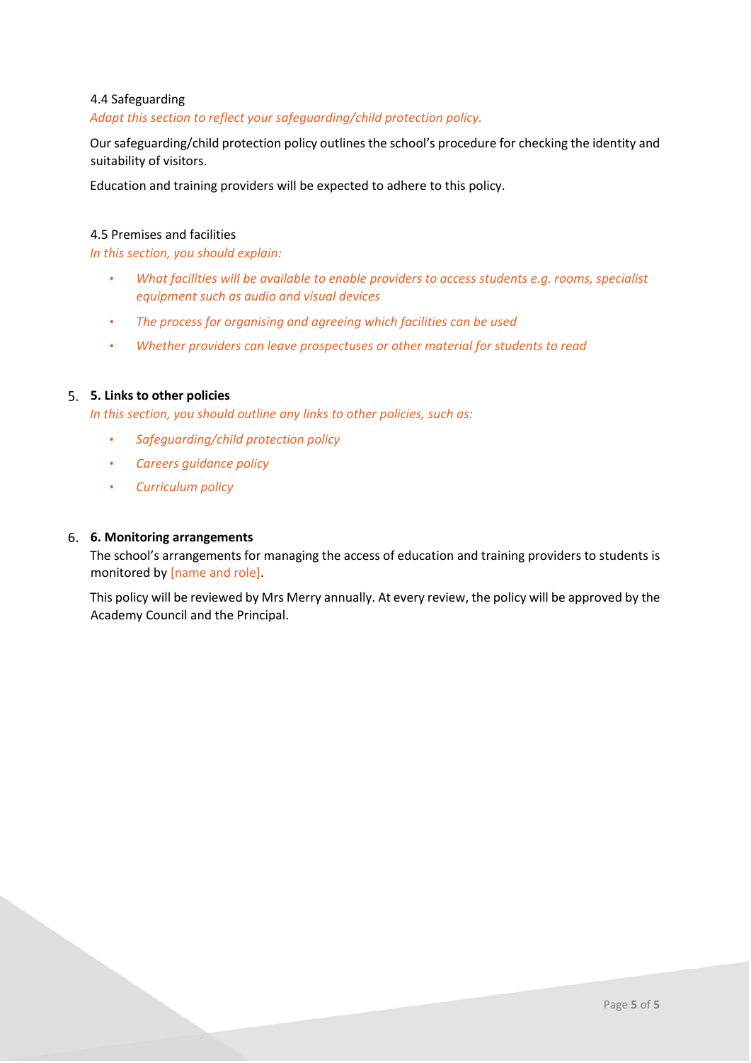### 4.4 Safeguarding

*Adapt this section to reflect your safeguarding/child protection policy.*

Our safeguarding/child protection policy outlines the school's procedure for checking the identity and suitability of visitors.

Education and training providers will be expected to adhere to this policy.

### 4.5 Premises and facilities

*In this section, you should explain:*

- *What facilities will be available to enable providers to access students e.g. rooms, specialist equipment such as audio and visual devices*
- *The process for organising and agreeing which facilities can be used*
- *Whether providers can leave prospectuses or other material for students to read*

## 5. Links to other policies

*In this section, you should outline any links to other policies, such as:*

- *Safeguarding/child protection policy*
- *Careers guidance policy*
- *Curriculum policy*

## 6. Monitoring arrangements

The school's arrangements for managing the access of education and training providers to students is monitored by [name and role].

This policy will be reviewed by Mrs Merry annually. At every review, the policy will be approved by the Academy Council and the Principal.